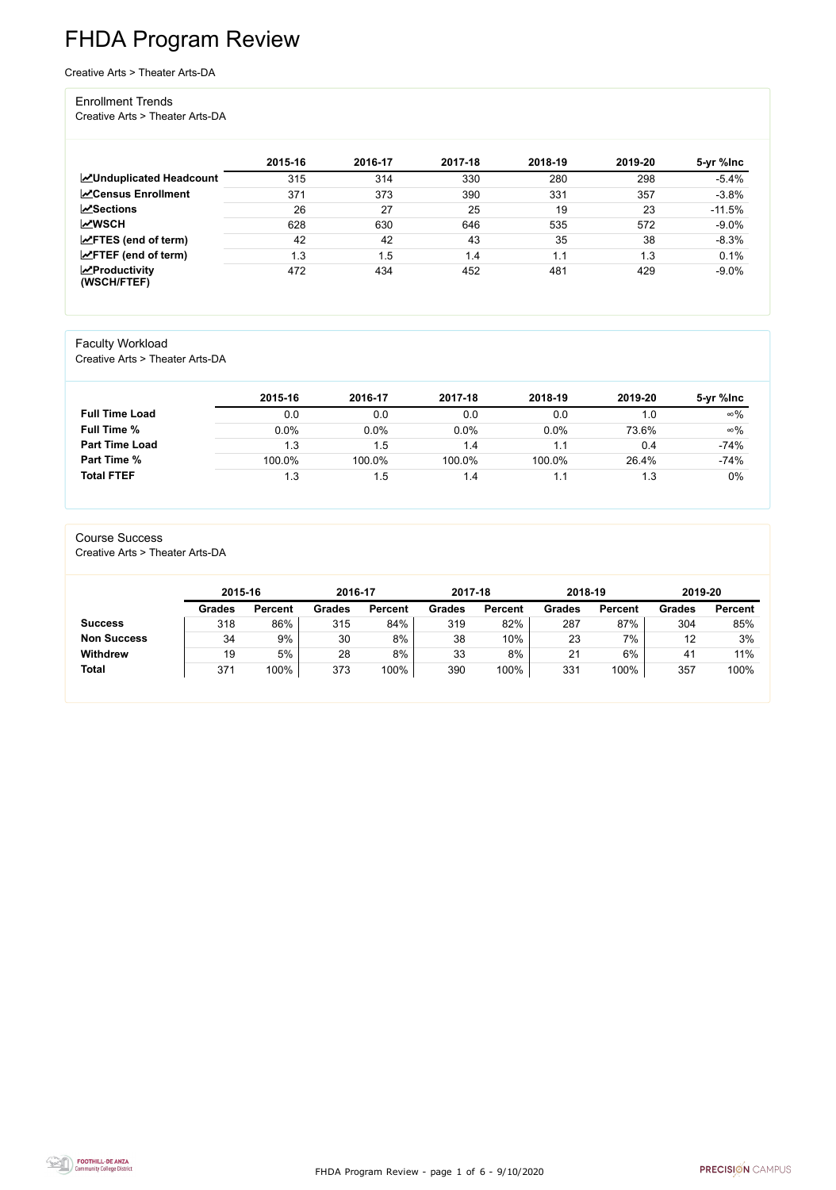# FHDA Program Review

Creative Arts > Theater Arts-DA

## Enrollment Trends

Creative Arts > Theater Arts-DA

| | 2015-16 | 2016-17 | 2017-18 | 2018-19 | 2019-20 | 5-yr %Inc |
|---|---|---|---|---|---|---|
| **Unduplicated Headcount** | 315 | 314 | 330 | 280 | 298 | -5.4% |
| **Census Enrollment** | 371 | 373 | 390 | 331 | 357 | -3.8% |
| **Sections** | 26 | 27 | 25 | 19 | 23 | -11.5% |
| **WSCH** | 628 | 630 | 646 | 535 | 572 | -9.0% |
| **FTES (end of term)** | 42 | 42 | 43 | 35 | 38 | -8.3% |
| **FTEF (end of term)** | 1.3 | 1.5 | 1.4 | 1.1 | 1.3 | 0.1% |
| **Productivity (WSCH/FTEF)** | 472 | 434 | 452 | 481 | 429 | -9.0% |

## Faculty Workload

Creative Arts > Theater Arts-DA

| | 2015-16 | 2016-17 | 2017-18 | 2018-19 | 2019-20 | 5-yr %Inc |
|---|---|---|---|---|---|---|
| **Full Time Load** | 0.0 | 0.0 | 0.0 | 0.0 | 1.0 | ∞% |
| **Full Time %** | 0.0% | 0.0% | 0.0% | 0.0% | 73.6% | ∞% |
| **Part Time Load** | 1.3 | 1.5 | 1.4 | 1.1 | 0.4 | -74% |
| **Part Time %** | 100.0% | 100.0% | 100.0% | 100.0% | 26.4% | -74% |
| **Total FTEF** | 1.3 | 1.5 | 1.4 | 1.1 | 1.3 | 0% |

## Course Success

Creative Arts > Theater Arts-DA

| | 2015-16 | | 2016-17 | | 2017-18 | | 2018-19 | | 2019-20 | |
|---|---|---|---|---|---|---|---|---|---|---|
| | Grades | Percent | Grades | Percent | Grades | Percent | Grades | Percent | Grades | Percent |
| **Success** | 318 | 86% | 315 | 84% | 319 | 82% | 287 | 87% | 304 | 85% |
| **Non Success** | 34 | 9% | 30 | 8% | 38 | 10% | 23 | 7% | 12 | 3% |
| **Withdrew** | 19 | 5% | 28 | 8% | 33 | 8% | 21 | 6% | 41 | 11% |
| **Total** | 371 | 100% | 373 | 100% | 390 | 100% | 331 | 100% | 357 | 100% |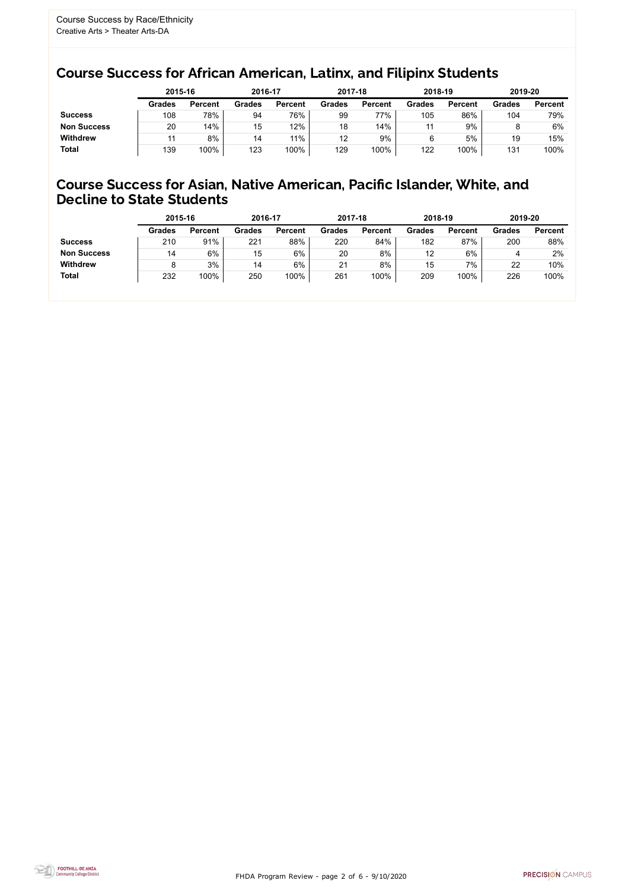Course Success by Race/Ethnicity
Creative Arts > Theater Arts-DA

## Course Success for African American, Latinx, and Filipinx Students

| | 2015-16 | | 2016-17 | | 2017-18 | | 2018-19 | | 2019-20 | |
|---|---|---|---|---|---|---|---|---|---|---|
| | Grades | Percent | Grades | Percent | Grades | Percent | Grades | Percent | Grades | Percent |
| **Success** | 108 | 78% | 94 | 76% | 99 | 77% | 105 | 86% | 104 | 79% |
| **Non Success** | 20 | 14% | 15 | 12% | 18 | 14% | 11 | 9% | 8 | 6% |
| **Withdrew** | 11 | 8% | 14 | 11% | 12 | 9% | 6 | 5% | 19 | 15% |
| **Total** | 139 | 100% | 123 | 100% | 129 | 100% | 122 | 100% | 131 | 100% |

## Course Success for Asian, Native American, Pacific Islander, White, and Decline to State Students

| | 2015-16 | | 2016-17 | | 2017-18 | | 2018-19 | | 2019-20 | |
|---|---|---|---|---|---|---|---|---|---|---|
| | Grades | Percent | Grades | Percent | Grades | Percent | Grades | Percent | Grades | Percent |
| **Success** | 210 | 91% | 221 | 88% | 220 | 84% | 182 | 87% | 200 | 88% |
| **Non Success** | 14 | 6% | 15 | 6% | 20 | 8% | 12 | 6% | 4 | 2% |
| **Withdrew** | 8 | 3% | 14 | 6% | 21 | 8% | 15 | 7% | 22 | 10% |
| **Total** | 232 | 100% | 250 | 100% | 261 | 100% | 209 | 100% | 226 | 100% |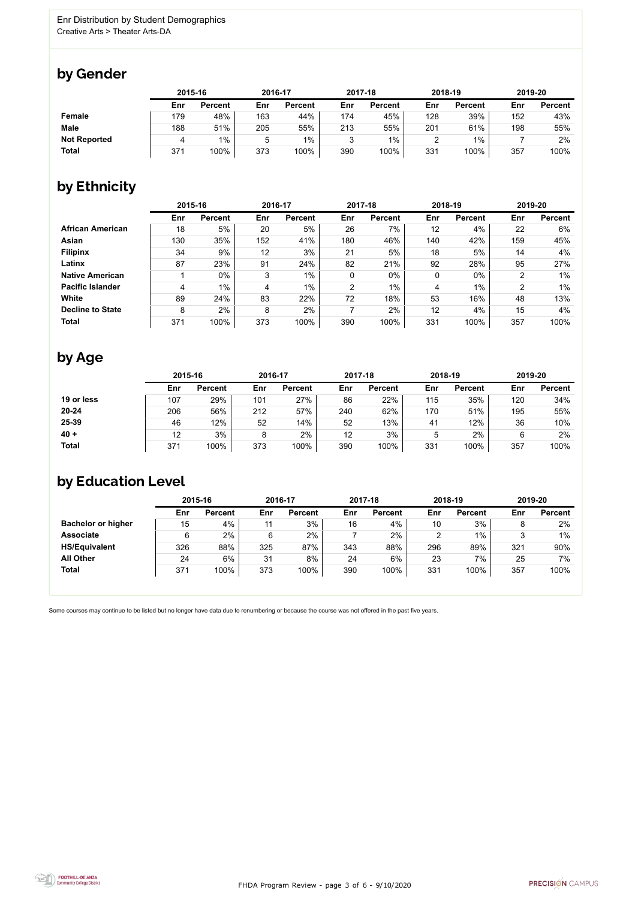Enr Distribution by Student Demographics
Creative Arts > Theater Arts-DA

## by Gender

| | 2015-16 | | 2016-17 | | 2017-18 | | 2018-19 | | 2019-20 | |
|---|---|---|---|---|---|---|---|---|---|---|
| | Enr | Percent | Enr | Percent | Enr | Percent | Enr | Percent | Enr | Percent |
| **Female** | 179 | 48% | 163 | 44% | 174 | 45% | 128 | 39% | 152 | 43% |
| **Male** | 188 | 51% | 205 | 55% | 213 | 55% | 201 | 61% | 198 | 55% |
| **Not Reported** | 4 | 1% | 5 | 1% | 3 | 1% | 2 | 1% | 7 | 2% |
| **Total** | 371 | 100% | 373 | 100% | 390 | 100% | 331 | 100% | 357 | 100% |

## by Ethnicity

| | 2015-16 | | 2016-17 | | 2017-18 | | 2018-19 | | 2019-20 | |
|---|---|---|---|---|---|---|---|---|---|---|
| | Enr | Percent | Enr | Percent | Enr | Percent | Enr | Percent | Enr | Percent |
| **African American** | 18 | 5% | 20 | 5% | 26 | 7% | 12 | 4% | 22 | 6% |
| **Asian** | 130 | 35% | 152 | 41% | 180 | 46% | 140 | 42% | 159 | 45% |
| **Filipinx** | 34 | 9% | 12 | 3% | 21 | 5% | 18 | 5% | 14 | 4% |
| **Latinx** | 87 | 23% | 91 | 24% | 82 | 21% | 92 | 28% | 95 | 27% |
| **Native American** | 1 | 0% | 3 | 1% | 0 | 0% | 0 | 0% | 2 | 1% |
| **Pacific Islander** | 4 | 1% | 4 | 1% | 2 | 1% | 4 | 1% | 2 | 1% |
| **White** | 89 | 24% | 83 | 22% | 72 | 18% | 53 | 16% | 48 | 13% |
| **Decline to State** | 8 | 2% | 8 | 2% | 7 | 2% | 12 | 4% | 15 | 4% |
| **Total** | 371 | 100% | 373 | 100% | 390 | 100% | 331 | 100% | 357 | 100% |

## by Age

| | 2015-16 | | 2016-17 | | 2017-18 | | 2018-19 | | 2019-20 | |
|---|---|---|---|---|---|---|---|---|---|---|
| | Enr | Percent | Enr | Percent | Enr | Percent | Enr | Percent | Enr | Percent |
| **19 or less** | 107 | 29% | 101 | 27% | 86 | 22% | 115 | 35% | 120 | 34% |
| **20-24** | 206 | 56% | 212 | 57% | 240 | 62% | 170 | 51% | 195 | 55% |
| **25-39** | 46 | 12% | 52 | 14% | 52 | 13% | 41 | 12% | 36 | 10% |
| **40 +** | 12 | 3% | 8 | 2% | 12 | 3% | 5 | 2% | 6 | 2% |
| **Total** | 371 | 100% | 373 | 100% | 390 | 100% | 331 | 100% | 357 | 100% |

## by Education Level

| | 2015-16 | | 2016-17 | | 2017-18 | | 2018-19 | | 2019-20 | |
|---|---|---|---|---|---|---|---|---|---|---|
| | Enr | Percent | Enr | Percent | Enr | Percent | Enr | Percent | Enr | Percent |
| **Bachelor or higher** | 15 | 4% | 11 | 3% | 16 | 4% | 10 | 3% | 8 | 2% |
| **Associate** | 6 | 2% | 6 | 2% | 7 | 2% | 2 | 1% | 3 | 1% |
| **HS/Equivalent** | 326 | 88% | 325 | 87% | 343 | 88% | 296 | 89% | 321 | 90% |
| **All Other** | 24 | 6% | 31 | 8% | 24 | 6% | 23 | 7% | 25 | 7% |
| **Total** | 371 | 100% | 373 | 100% | 390 | 100% | 331 | 100% | 357 | 100% |

Some courses may continue to be listed but no longer have data due to renumbering or because the course was not offered in the past five years.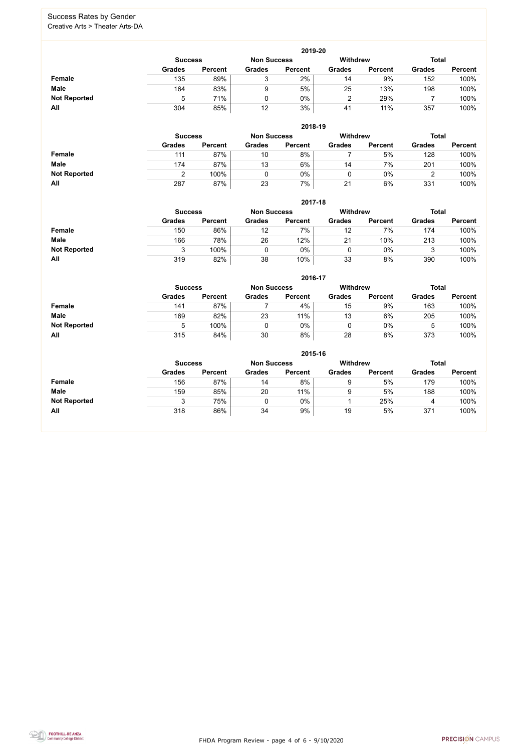## Success Rates by Gender

Creative Arts > Theater Arts-DA

### 2019-20

| | Success | | Non Success | | Withdrew | | Total | |
|---|---|---|---|---|---|---|---|---|
| | Grades | Percent | Grades | Percent | Grades | Percent | Grades | Percent |
| **Female** | 135 | 89% | 3 | 2% | 14 | 9% | 152 | 100% |
| **Male** | 164 | 83% | 9 | 5% | 25 | 13% | 198 | 100% |
| **Not Reported** | 5 | 71% | 0 | 0% | 2 | 29% | 7 | 100% |
| **All** | 304 | 85% | 12 | 3% | 41 | 11% | 357 | 100% |

### 2018-19

| | Success | | Non Success | | Withdrew | | Total | |
|---|---|---|---|---|---|---|---|---|
| | Grades | Percent | Grades | Percent | Grades | Percent | Grades | Percent |
| **Female** | 111 | 87% | 10 | 8% | 7 | 5% | 128 | 100% |
| **Male** | 174 | 87% | 13 | 6% | 14 | 7% | 201 | 100% |
| **Not Reported** | 2 | 100% | 0 | 0% | 0 | 0% | 2 | 100% |
| **All** | 287 | 87% | 23 | 7% | 21 | 6% | 331 | 100% |

### 2017-18

| | Success | | Non Success | | Withdrew | | Total | |
|---|---|---|---|---|---|---|---|---|
| | Grades | Percent | Grades | Percent | Grades | Percent | Grades | Percent |
| **Female** | 150 | 86% | 12 | 7% | 12 | 7% | 174 | 100% |
| **Male** | 166 | 78% | 26 | 12% | 21 | 10% | 213 | 100% |
| **Not Reported** | 3 | 100% | 0 | 0% | 0 | 0% | 3 | 100% |
| **All** | 319 | 82% | 38 | 10% | 33 | 8% | 390 | 100% |

### 2016-17

| | Success | | Non Success | | Withdrew | | Total | |
|---|---|---|---|---|---|---|---|---|
| | Grades | Percent | Grades | Percent | Grades | Percent | Grades | Percent |
| **Female** | 141 | 87% | 7 | 4% | 15 | 9% | 163 | 100% |
| **Male** | 169 | 82% | 23 | 11% | 13 | 6% | 205 | 100% |
| **Not Reported** | 5 | 100% | 0 | 0% | 0 | 0% | 5 | 100% |
| **All** | 315 | 84% | 30 | 8% | 28 | 8% | 373 | 100% |

### 2015-16

| | Success | | Non Success | | Withdrew | | Total | |
|---|---|---|---|---|---|---|---|---|
| | Grades | Percent | Grades | Percent | Grades | Percent | Grades | Percent |
| **Female** | 156 | 87% | 14 | 8% | 9 | 5% | 179 | 100% |
| **Male** | 159 | 85% | 20 | 11% | 9 | 5% | 188 | 100% |
| **Not Reported** | 3 | 75% | 0 | 0% | 1 | 25% | 4 | 100% |
| **All** | 318 | 86% | 34 | 9% | 19 | 5% | 371 | 100% |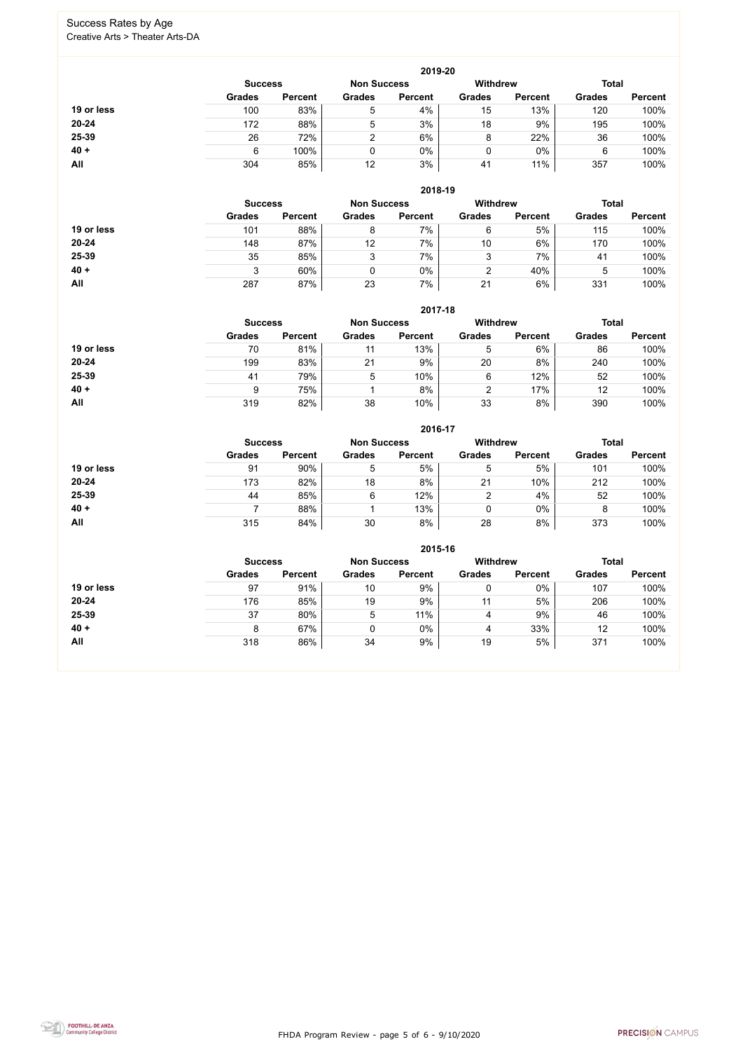# Success Rates by Age

Creative Arts > Theater Arts-DA

## 2019-20

| | Success | | Non Success | | Withdrew | | Total | |
|---|---|---|---|---|---|---|---|---|
| | Grades | Percent | Grades | Percent | Grades | Percent | Grades | Percent |
| **19 or less** | 100 | 83% | 5 | 4% | 15 | 13% | 120 | 100% |
| **20-24** | 172 | 88% | 5 | 3% | 18 | 9% | 195 | 100% |
| **25-39** | 26 | 72% | 2 | 6% | 8 | 22% | 36 | 100% |
| **40 +** | 6 | 100% | 0 | 0% | 0 | 0% | 6 | 100% |
| **All** | 304 | 85% | 12 | 3% | 41 | 11% | 357 | 100% |

## 2018-19

| | Success | | Non Success | | Withdrew | | Total | |
|---|---|---|---|---|---|---|---|---|
| | Grades | Percent | Grades | Percent | Grades | Percent | Grades | Percent |
| **19 or less** | 101 | 88% | 8 | 7% | 6 | 5% | 115 | 100% |
| **20-24** | 148 | 87% | 12 | 7% | 10 | 6% | 170 | 100% |
| **25-39** | 35 | 85% | 3 | 7% | 3 | 7% | 41 | 100% |
| **40 +** | 3 | 60% | 0 | 0% | 2 | 40% | 5 | 100% |
| **All** | 287 | 87% | 23 | 7% | 21 | 6% | 331 | 100% |

## 2017-18

| | Success | | Non Success | | Withdrew | | Total | |
|---|---|---|---|---|---|---|---|---|
| | Grades | Percent | Grades | Percent | Grades | Percent | Grades | Percent |
| **19 or less** | 70 | 81% | 11 | 13% | 5 | 6% | 86 | 100% |
| **20-24** | 199 | 83% | 21 | 9% | 20 | 8% | 240 | 100% |
| **25-39** | 41 | 79% | 5 | 10% | 6 | 12% | 52 | 100% |
| **40 +** | 9 | 75% | 1 | 8% | 2 | 17% | 12 | 100% |
| **All** | 319 | 82% | 38 | 10% | 33 | 8% | 390 | 100% |

## 2016-17

| | Success | | Non Success | | Withdrew | | Total | |
|---|---|---|---|---|---|---|---|---|
| | Grades | Percent | Grades | Percent | Grades | Percent | Grades | Percent |
| **19 or less** | 91 | 90% | 5 | 5% | 5 | 5% | 101 | 100% |
| **20-24** | 173 | 82% | 18 | 8% | 21 | 10% | 212 | 100% |
| **25-39** | 44 | 85% | 6 | 12% | 2 | 4% | 52 | 100% |
| **40 +** | 7 | 88% | 1 | 13% | 0 | 0% | 8 | 100% |
| **All** | 315 | 84% | 30 | 8% | 28 | 8% | 373 | 100% |

## 2015-16

| | Success | | Non Success | | Withdrew | | Total | |
|---|---|---|---|---|---|---|---|---|
| | Grades | Percent | Grades | Percent | Grades | Percent | Grades | Percent |
| **19 or less** | 97 | 91% | 10 | 9% | 0 | 0% | 107 | 100% |
| **20-24** | 176 | 85% | 19 | 9% | 11 | 5% | 206 | 100% |
| **25-39** | 37 | 80% | 5 | 11% | 4 | 9% | 46 | 100% |
| **40 +** | 8 | 67% | 0 | 0% | 4 | 33% | 12 | 100% |
| **All** | 318 | 86% | 34 | 9% | 19 | 5% | 371 | 100% |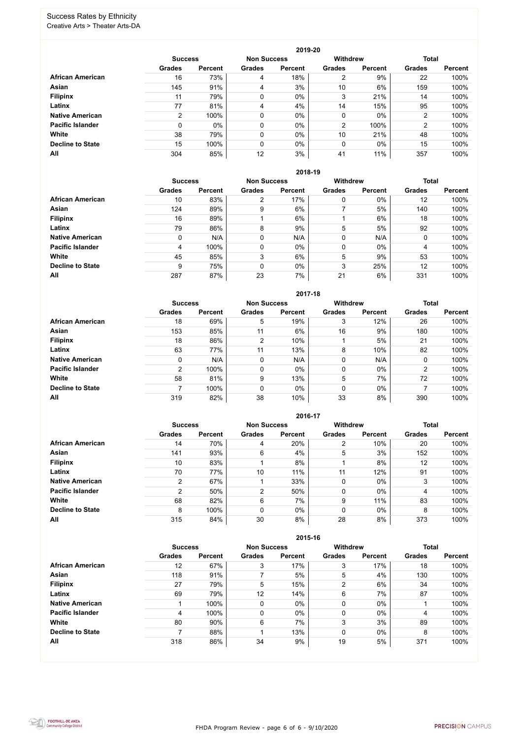# Success Rates by Ethnicity

Creative Arts > Theater Arts-DA

## 2019-20

| | Success | | Non Success | | Withdrew | | Total | |
|---|---|---|---|---|---|---|---|---|
| | Grades | Percent | Grades | Percent | Grades | Percent | Grades | Percent |
| **African American** | 16 | 73% | 4 | 18% | 2 | 9% | 22 | 100% |
| **Asian** | 145 | 91% | 4 | 3% | 10 | 6% | 159 | 100% |
| **Filipinx** | 11 | 79% | 0 | 0% | 3 | 21% | 14 | 100% |
| **Latinx** | 77 | 81% | 4 | 4% | 14 | 15% | 95 | 100% |
| **Native American** | 2 | 100% | 0 | 0% | 0 | 0% | 2 | 100% |
| **Pacific Islander** | 0 | 0% | 0 | 0% | 2 | 100% | 2 | 100% |
| **White** | 38 | 79% | 0 | 0% | 10 | 21% | 48 | 100% |
| **Decline to State** | 15 | 100% | 0 | 0% | 0 | 0% | 15 | 100% |
| **All** | 304 | 85% | 12 | 3% | 41 | 11% | 357 | 100% |

## 2018-19

| | Success | | Non Success | | Withdrew | | Total | |
|---|---|---|---|---|---|---|---|---|
| | Grades | Percent | Grades | Percent | Grades | Percent | Grades | Percent |
| **African American** | 10 | 83% | 2 | 17% | 0 | 0% | 12 | 100% |
| **Asian** | 124 | 89% | 9 | 6% | 7 | 5% | 140 | 100% |
| **Filipinx** | 16 | 89% | 1 | 6% | 1 | 6% | 18 | 100% |
| **Latinx** | 79 | 86% | 8 | 9% | 5 | 5% | 92 | 100% |
| **Native American** | 0 | N/A | 0 | N/A | 0 | N/A | 0 | 100% |
| **Pacific Islander** | 4 | 100% | 0 | 0% | 0 | 0% | 4 | 100% |
| **White** | 45 | 85% | 3 | 6% | 5 | 9% | 53 | 100% |
| **Decline to State** | 9 | 75% | 0 | 0% | 3 | 25% | 12 | 100% |
| **All** | 287 | 87% | 23 | 7% | 21 | 6% | 331 | 100% |

## 2017-18

| | Success | | Non Success | | Withdrew | | Total | |
|---|---|---|---|---|---|---|---|---|
| | Grades | Percent | Grades | Percent | Grades | Percent | Grades | Percent |
| **African American** | 18 | 69% | 5 | 19% | 3 | 12% | 26 | 100% |
| **Asian** | 153 | 85% | 11 | 6% | 16 | 9% | 180 | 100% |
| **Filipinx** | 18 | 86% | 2 | 10% | 1 | 5% | 21 | 100% |
| **Latinx** | 63 | 77% | 11 | 13% | 8 | 10% | 82 | 100% |
| **Native American** | 0 | N/A | 0 | N/A | 0 | N/A | 0 | 100% |
| **Pacific Islander** | 2 | 100% | 0 | 0% | 0 | 0% | 2 | 100% |
| **White** | 58 | 81% | 9 | 13% | 5 | 7% | 72 | 100% |
| **Decline to State** | 7 | 100% | 0 | 0% | 0 | 0% | 7 | 100% |
| **All** | 319 | 82% | 38 | 10% | 33 | 8% | 390 | 100% |

## 2016-17

| | Success | | Non Success | | Withdrew | | Total | |
|---|---|---|---|---|---|---|---|---|
| | Grades | Percent | Grades | Percent | Grades | Percent | Grades | Percent |
| **African American** | 14 | 70% | 4 | 20% | 2 | 10% | 20 | 100% |
| **Asian** | 141 | 93% | 6 | 4% | 5 | 3% | 152 | 100% |
| **Filipinx** | 10 | 83% | 1 | 8% | 1 | 8% | 12 | 100% |
| **Latinx** | 70 | 77% | 10 | 11% | 11 | 12% | 91 | 100% |
| **Native American** | 2 | 67% | 1 | 33% | 0 | 0% | 3 | 100% |
| **Pacific Islander** | 2 | 50% | 2 | 50% | 0 | 0% | 4 | 100% |
| **White** | 68 | 82% | 6 | 7% | 9 | 11% | 83 | 100% |
| **Decline to State** | 8 | 100% | 0 | 0% | 0 | 0% | 8 | 100% |
| **All** | 315 | 84% | 30 | 8% | 28 | 8% | 373 | 100% |

## 2015-16

| | Success | | Non Success | | Withdrew | | Total | |
|---|---|---|---|---|---|---|---|---|
| | Grades | Percent | Grades | Percent | Grades | Percent | Grades | Percent |
| **African American** | 12 | 67% | 3 | 17% | 3 | 17% | 18 | 100% |
| **Asian** | 118 | 91% | 7 | 5% | 5 | 4% | 130 | 100% |
| **Filipinx** | 27 | 79% | 5 | 15% | 2 | 6% | 34 | 100% |
| **Latinx** | 69 | 79% | 12 | 14% | 6 | 7% | 87 | 100% |
| **Native American** | 1 | 100% | 0 | 0% | 0 | 0% | 1 | 100% |
| **Pacific Islander** | 4 | 100% | 0 | 0% | 0 | 0% | 4 | 100% |
| **White** | 80 | 90% | 6 | 7% | 3 | 3% | 89 | 100% |
| **Decline to State** | 7 | 88% | 1 | 13% | 0 | 0% | 8 | 100% |
| **All** | 318 | 86% | 34 | 9% | 19 | 5% | 371 | 100% |